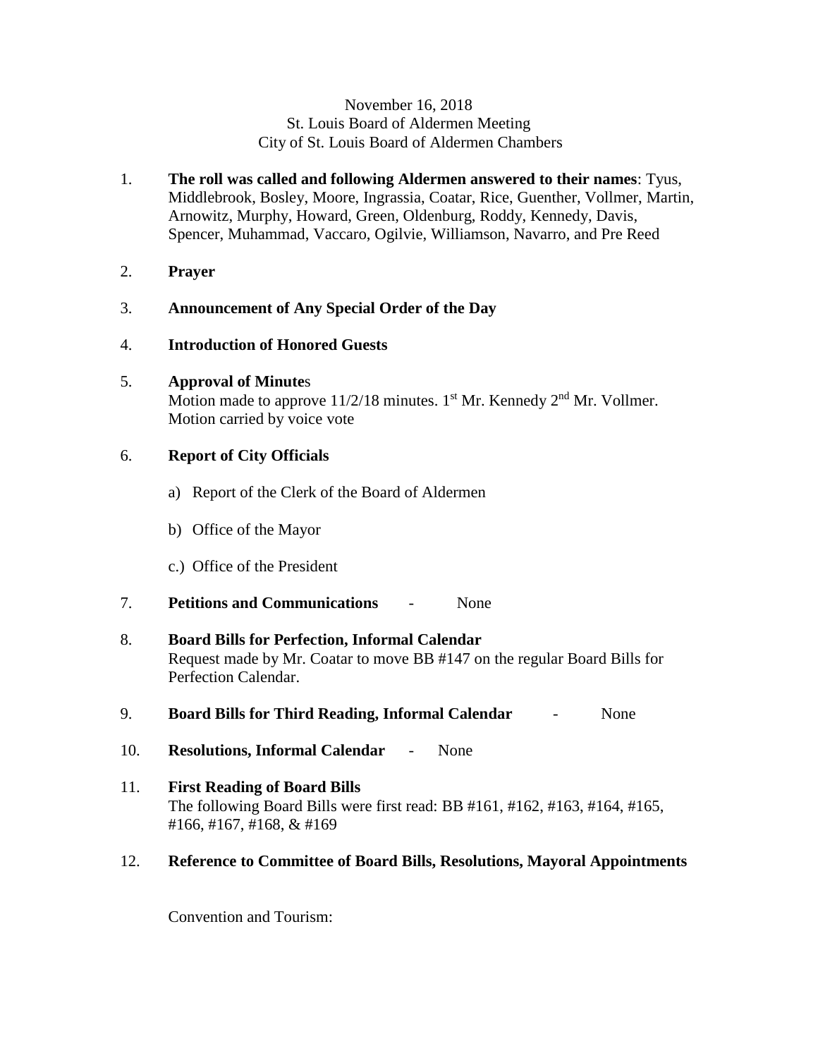November 16, 2018
St. Louis Board of Aldermen Meeting
City of St. Louis Board of Aldermen Chambers

1. **The roll was called and following Aldermen answered to their names**: Tyus, Middlebrook, Bosley, Moore, Ingrassia, Coatar, Rice, Guenther, Vollmer, Martin, Arnowitz, Murphy, Howard, Green, Oldenburg, Roddy, Kennedy, Davis, Spencer, Muhammad, Vaccaro, Ogilvie, Williamson, Navarro, and Pre Reed

2. **Prayer**

3. **Announcement of Any Special Order of the Day**

4. **Introduction of Honored Guests**

5. **Approval of Minute**s
   Motion made to approve 11/2/18 minutes. 1st Mr. Kennedy 2nd Mr. Vollmer. Motion carried by voice vote

6. **Report of City Officials**

   a) Report of the Clerk of the Board of Aldermen

   b) Office of the Mayor

   c.) Office of the President

7. **Petitions and Communications** - None

8. **Board Bills for Perfection, Informal Calendar**
   Request made by Mr. Coatar to move BB #147 on the regular Board Bills for Perfection Calendar.

9. **Board Bills for Third Reading, Informal Calendar** - None

10. **Resolutions, Informal Calendar** - None

11. **First Reading of Board Bills**
    The following Board Bills were first read: BB #161, #162, #163, #164, #165, #166, #167, #168, & #169

12. **Reference to Committee of Board Bills, Resolutions, Mayoral Appointments**

    Convention and Tourism: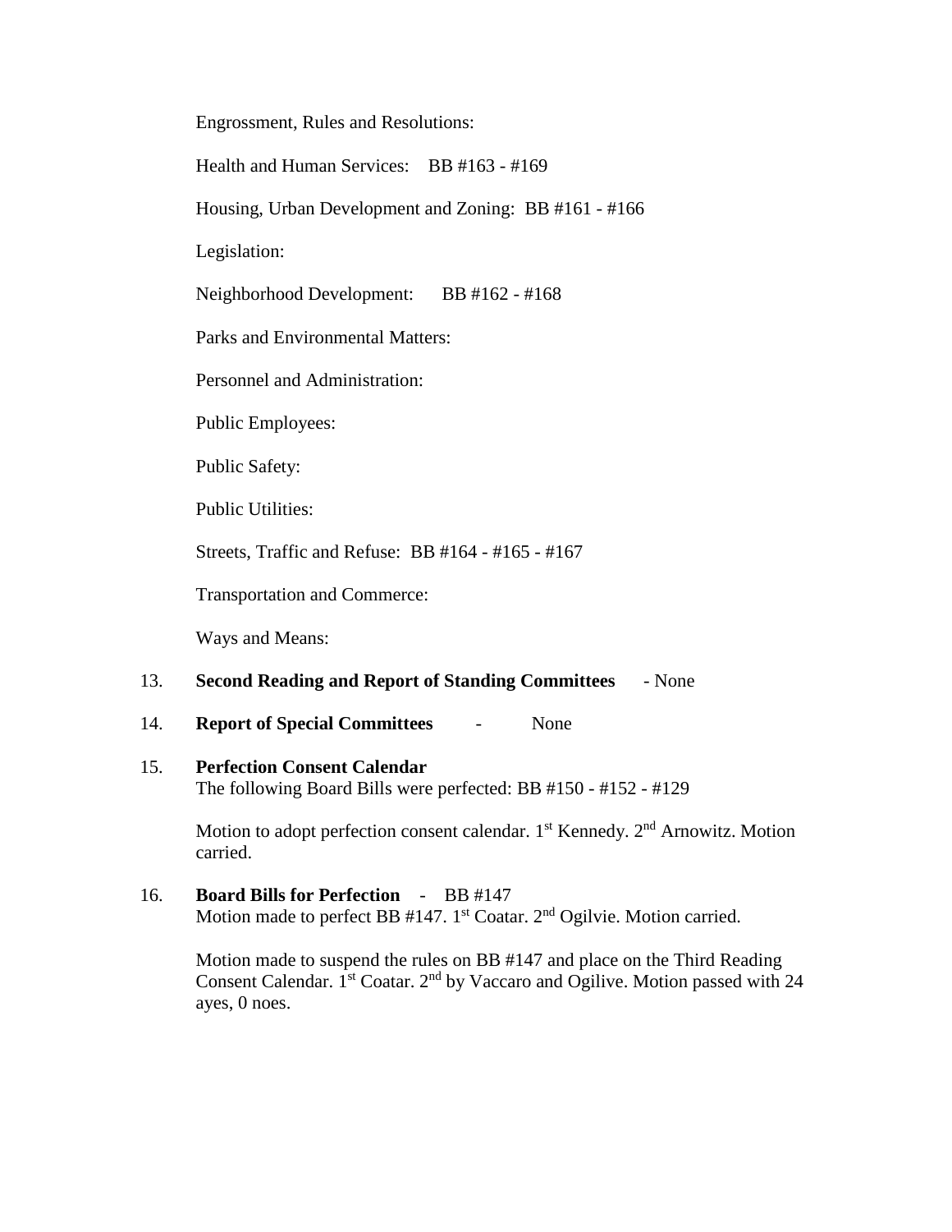Engrossment, Rules and Resolutions:

Health and Human Services: BB #163 - #169

Housing, Urban Development and Zoning: BB #161 - #166

Legislation:

Neighborhood Development: BB #162 - #168

Parks and Environmental Matters:

Personnel and Administration:

Public Employees:

Public Safety:

Public Utilities:

Streets, Traffic and Refuse: BB #164 - #165 - #167

Transportation and Commerce:

Ways and Means:

13. **Second Reading and Report of Standing Committees** - None

14. **Report of Special Committees** - None

15. **Perfection Consent Calendar**
    The following Board Bills were perfected: BB #150 - #152 - #129

    Motion to adopt perfection consent calendar. 1st Kennedy. 2nd Arnowitz. Motion carried.

16. **Board Bills for Perfection** - BB #147
    Motion made to perfect BB #147. 1st Coatar. 2nd Ogilvie. Motion carried.

    Motion made to suspend the rules on BB #147 and place on the Third Reading Consent Calendar. 1st Coatar. 2nd by Vaccaro and Ogilive. Motion passed with 24 ayes, 0 noes.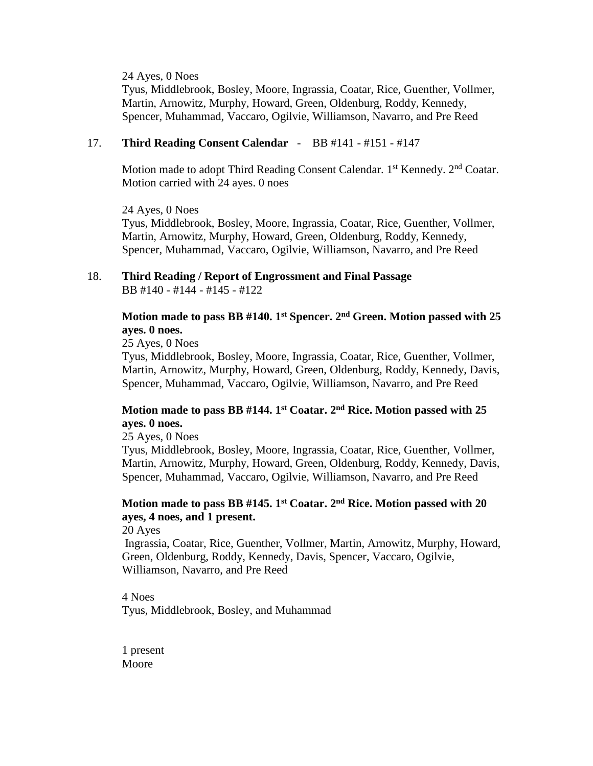24 Ayes, 0 Noes
Tyus, Middlebrook, Bosley, Moore, Ingrassia, Coatar, Rice, Guenther, Vollmer, Martin, Arnowitz, Murphy, Howard, Green, Oldenburg, Roddy, Kennedy, Spencer, Muhammad, Vaccaro, Ogilvie, Williamson, Navarro, and Pre Reed

17. **Third Reading Consent Calendar** - BB #141 - #151 - #147

Motion made to adopt Third Reading Consent Calendar. 1st Kennedy. 2nd Coatar. Motion carried with 24 ayes. 0 noes

24 Ayes, 0 Noes
Tyus, Middlebrook, Bosley, Moore, Ingrassia, Coatar, Rice, Guenther, Vollmer, Martin, Arnowitz, Murphy, Howard, Green, Oldenburg, Roddy, Kennedy, Spencer, Muhammad, Vaccaro, Ogilvie, Williamson, Navarro, and Pre Reed

18. **Third Reading / Report of Engrossment and Final Passage**
BB #140 - #144 - #145 - #122

**Motion made to pass BB #140. 1st Spencer. 2nd Green. Motion passed with 25 ayes. 0 noes.**
25 Ayes, 0 Noes
Tyus, Middlebrook, Bosley, Moore, Ingrassia, Coatar, Rice, Guenther, Vollmer, Martin, Arnowitz, Murphy, Howard, Green, Oldenburg, Roddy, Kennedy, Davis, Spencer, Muhammad, Vaccaro, Ogilvie, Williamson, Navarro, and Pre Reed

**Motion made to pass BB #144. 1st Coatar. 2nd Rice. Motion passed with 25 ayes. 0 noes.**
25 Ayes, 0 Noes
Tyus, Middlebrook, Bosley, Moore, Ingrassia, Coatar, Rice, Guenther, Vollmer, Martin, Arnowitz, Murphy, Howard, Green, Oldenburg, Roddy, Kennedy, Davis, Spencer, Muhammad, Vaccaro, Ogilvie, Williamson, Navarro, and Pre Reed

**Motion made to pass BB #145. 1st Coatar. 2nd Rice. Motion passed with 20 ayes, 4 noes, and 1 present.**
20 Ayes
Ingrassia, Coatar, Rice, Guenther, Vollmer, Martin, Arnowitz, Murphy, Howard, Green, Oldenburg, Roddy, Kennedy, Davis, Spencer, Vaccaro, Ogilvie, Williamson, Navarro, and Pre Reed

4 Noes
Tyus, Middlebrook, Bosley, and Muhammad

1 present
Moore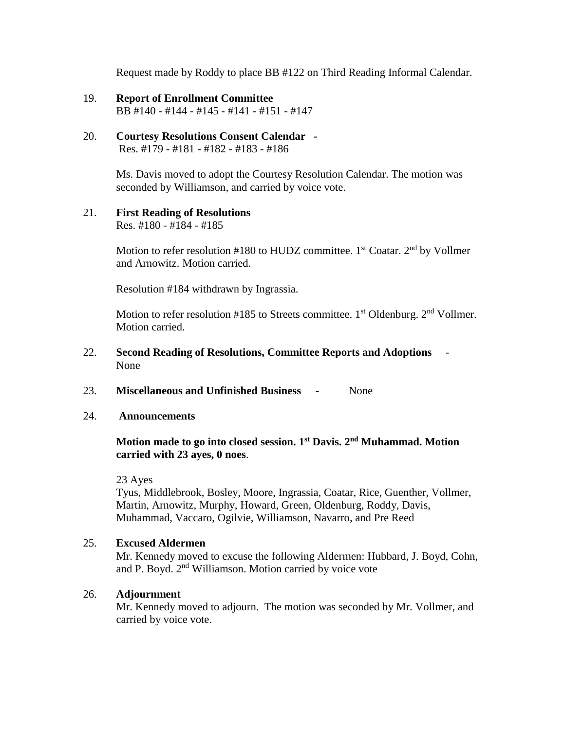Request made by Roddy to place BB #122 on Third Reading Informal Calendar.

19. **Report of Enrollment Committee**
    BB #140 - #144 - #145 - #141 - #151 - #147

20. **Courtesy Resolutions Consent Calendar** -
    Res. #179 - #181 - #182 - #183 - #186

    Ms. Davis moved to adopt the Courtesy Resolution Calendar. The motion was seconded by Williamson, and carried by voice vote.

21. **First Reading of Resolutions**
    Res. #180 - #184 - #185

    Motion to refer resolution #180 to HUDZ committee. 1st Coatar. 2nd by Vollmer and Arnowitz. Motion carried.

    Resolution #184 withdrawn by Ingrassia.

    Motion to refer resolution #185 to Streets committee. 1st Oldenburg. 2nd Vollmer. Motion carried.

22. **Second Reading of Resolutions, Committee Reports and Adoptions** - None

23. **Miscellaneous and Unfinished Business** - None

24. **Announcements**

    **Motion made to go into closed session. 1st Davis. 2nd Muhammad. Motion carried with 23 ayes, 0 noes**.

    23 Ayes
    Tyus, Middlebrook, Bosley, Moore, Ingrassia, Coatar, Rice, Guenther, Vollmer, Martin, Arnowitz, Murphy, Howard, Green, Oldenburg, Roddy, Davis, Muhammad, Vaccaro, Ogilvie, Williamson, Navarro, and Pre Reed

25. **Excused Aldermen**
    Mr. Kennedy moved to excuse the following Aldermen: Hubbard, J. Boyd, Cohn, and P. Boyd. 2nd Williamson. Motion carried by voice vote

26. **Adjournment**
    Mr. Kennedy moved to adjourn. The motion was seconded by Mr. Vollmer, and carried by voice vote.